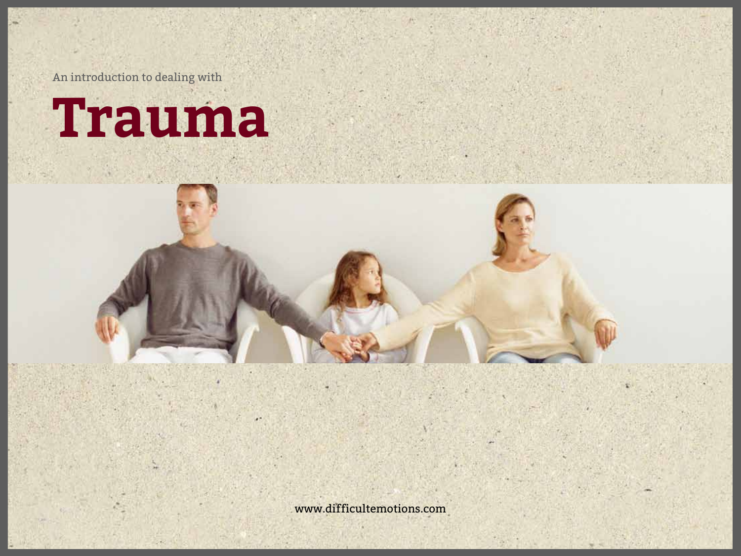An introduction to dealing with

# Trauma

www.difficultemotions.com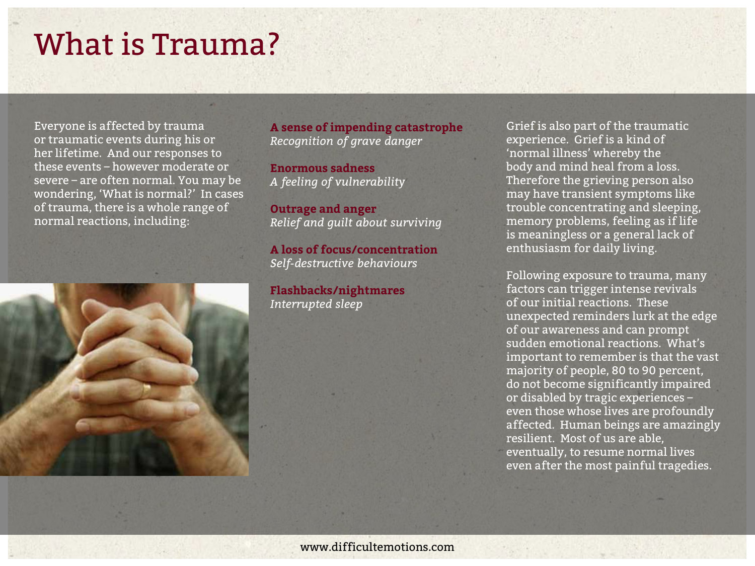# What is Trauma?

Everyone is affected by trauma or traumatic events during his or her lifetime. And our responses to these events – however moderate or severe – are often normal. You may be wondering, 'What is normal?' In cases of trauma, there is a whole range of normal reactions, including:

**A sense of impending catastrophe**
*Recognition of grave danger*

**Enormous sadness**
*A feeling of vulnerability*

**Outrage and anger**
*Relief and guilt about surviving*

**A loss of focus/concentration**
*Self-destructive behaviours*

**Flashbacks/nightmares**
*Interrupted sleep*

Grief is also part of the traumatic experience. Grief is a kind of 'normal illness' whereby the body and mind heal from a loss. Therefore the grieving person also may have transient symptoms like trouble concentrating and sleeping, memory problems, feeling as if life is meaningless or a general lack of enthusiasm for daily living.

Following exposure to trauma, many factors can trigger intense revivals of our initial reactions. These unexpected reminders lurk at the edge of our awareness and can prompt sudden emotional reactions. What's important to remember is that the vast majority of people, 80 to 90 percent, do not become significantly impaired or disabled by tragic experiences – even those whose lives are profoundly affected. Human beings are amazingly resilient. Most of us are able, eventually, to resume normal lives even after the most painful tragedies.

www.difficultemotions.com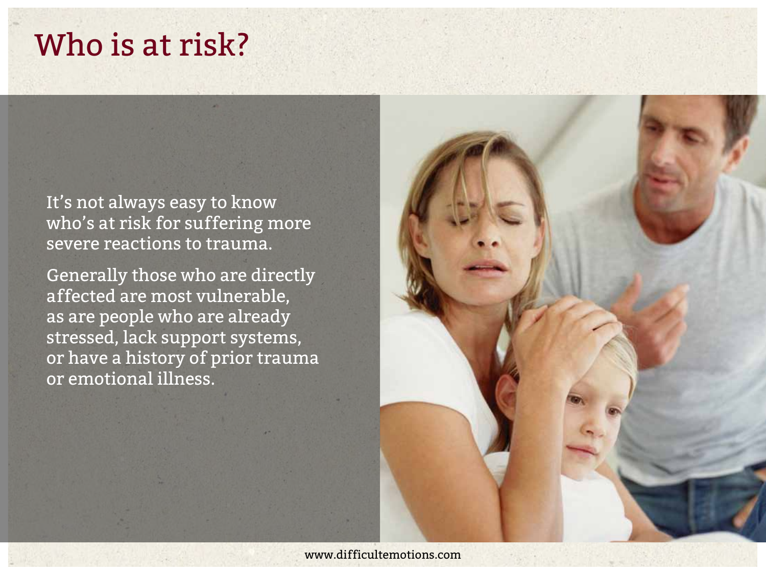# Who is at risk?

It's not always easy to know who's at risk for suffering more severe reactions to trauma.

Generally those who are directly affected are most vulnerable, as are people who are already stressed, lack support systems, or have a history of prior trauma or emotional illness.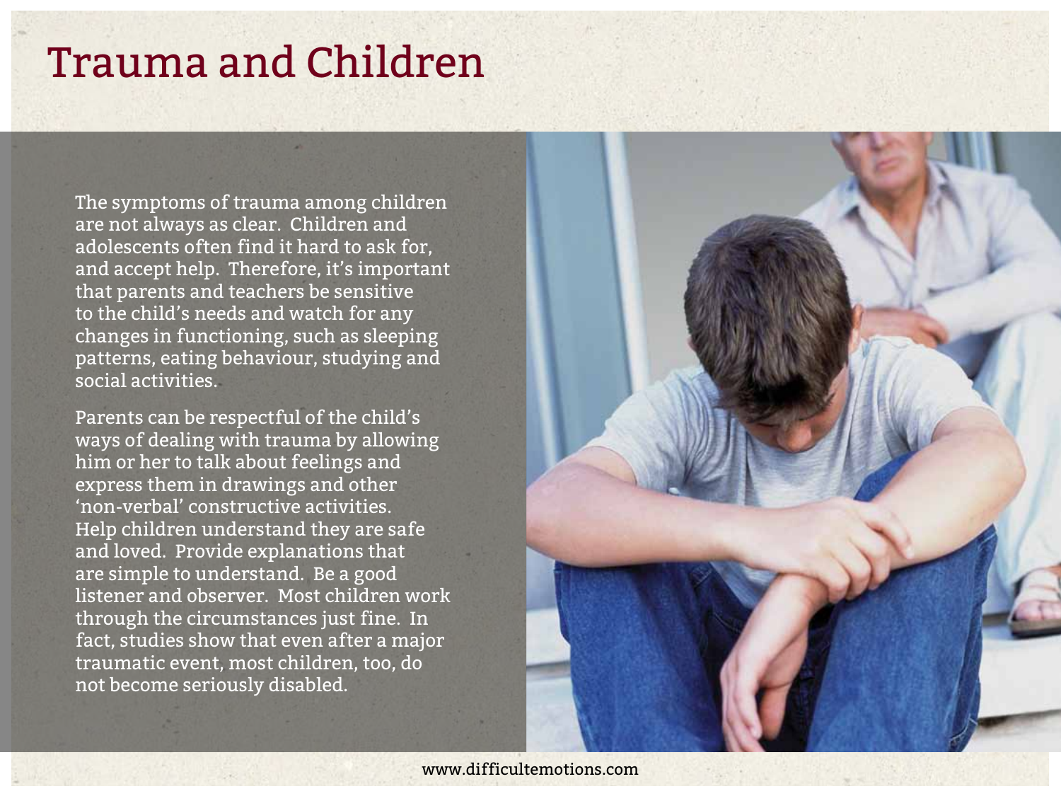# Trauma and Children

The symptoms of trauma among children are not always as clear. Children and adolescents often find it hard to ask for, and accept help. Therefore, it's important that parents and teachers be sensitive to the child's needs and watch for any changes in functioning, such as sleeping patterns, eating behaviour, studying and social activities.

Parents can be respectful of the child's ways of dealing with trauma by allowing him or her to talk about feelings and express them in drawings and other 'non-verbal' constructive activities. Help children understand they are safe and loved. Provide explanations that are simple to understand. Be a good listener and observer. Most children work through the circumstances just fine. In fact, studies show that even after a major traumatic event, most children, too, do not become seriously disabled.

www.difficultemotions.com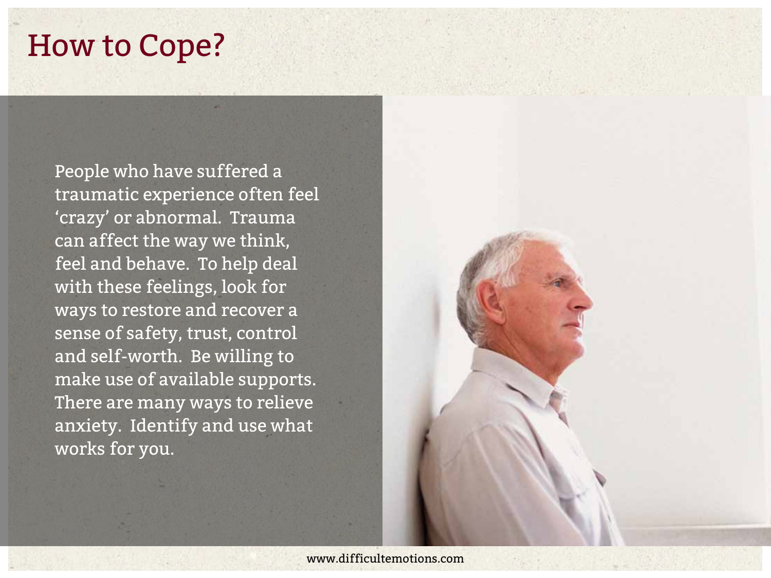# How to Cope?

People who have suffered a traumatic experience often feel 'crazy' or abnormal. Trauma can affect the way we think, feel and behave. To help deal with these feelings, look for ways to restore and recover a sense of safety, trust, control and self-worth. Be willing to make use of available supports. There are many ways to relieve anxiety. Identify and use what works for you.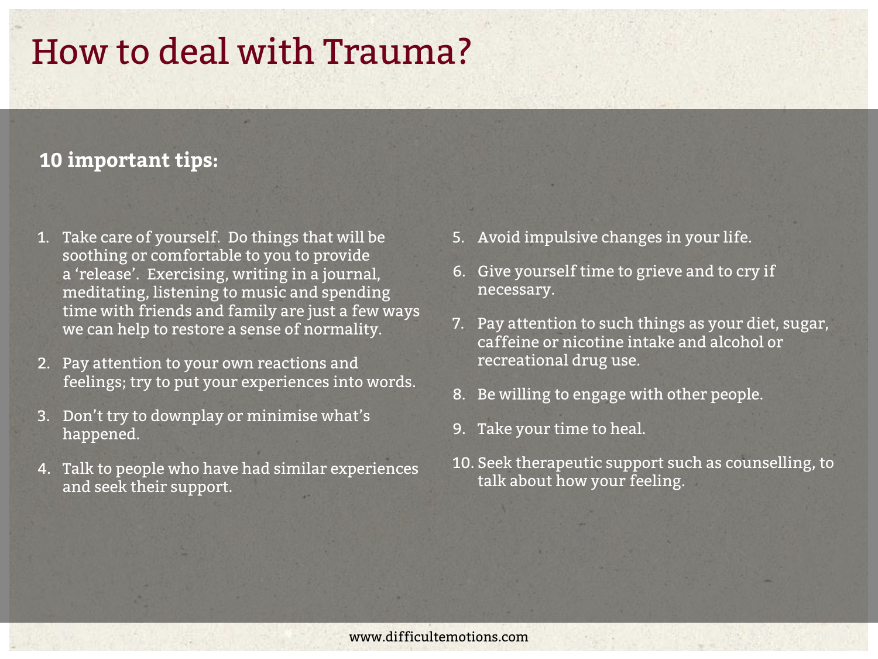# How to deal with Trauma?

**10 important tips:**

1. Take care of yourself. Do things that will be soothing or comfortable to you to provide a 'release'. Exercising, writing in a journal, meditating, listening to music and spending time with friends and family are just a few ways we can help to restore a sense of normality.
2. Pay attention to your own reactions and feelings; try to put your experiences into words.
3. Don't try to downplay or minimise what's happened.
4. Talk to people who have had similar experiences and seek their support.
5. Avoid impulsive changes in your life.
6. Give yourself time to grieve and to cry if necessary.
7. Pay attention to such things as your diet, sugar, caffeine or nicotine intake and alcohol or recreational drug use.
8. Be willing to engage with other people.
9. Take your time to heal.
10. Seek therapeutic support such as counselling, to talk about how your feeling.

www.difficultemotions.com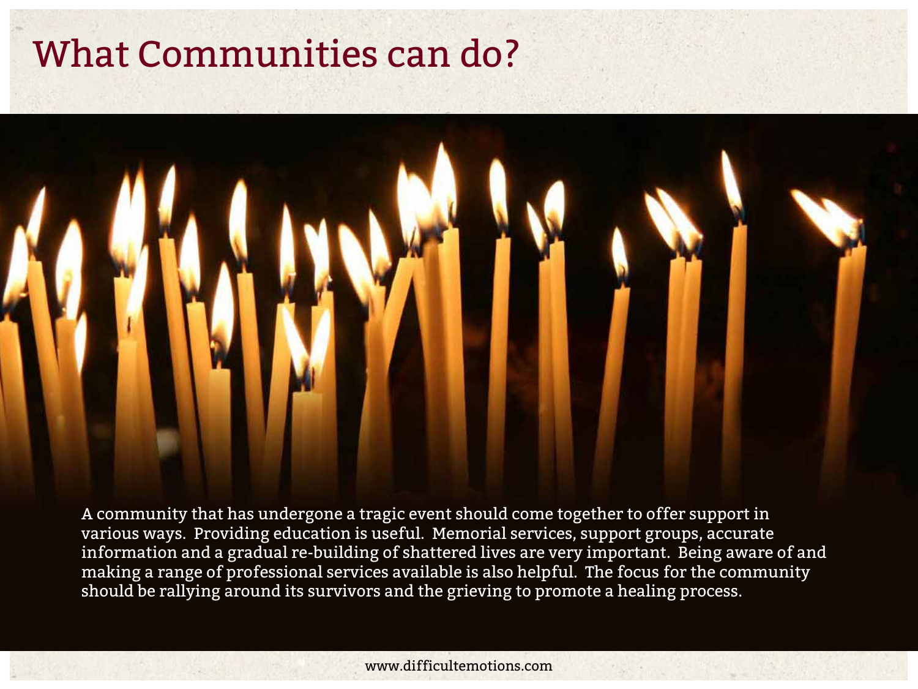# What Communities can do?

A community that has undergone a tragic event should come together to offer support in various ways. Providing education is useful. Memorial services, support groups, accurate information and a gradual re-building of shattered lives are very important. Being aware of and making a range of professional services available is also helpful. The focus for the community should be rallying around its survivors and the grieving to promote a healing process.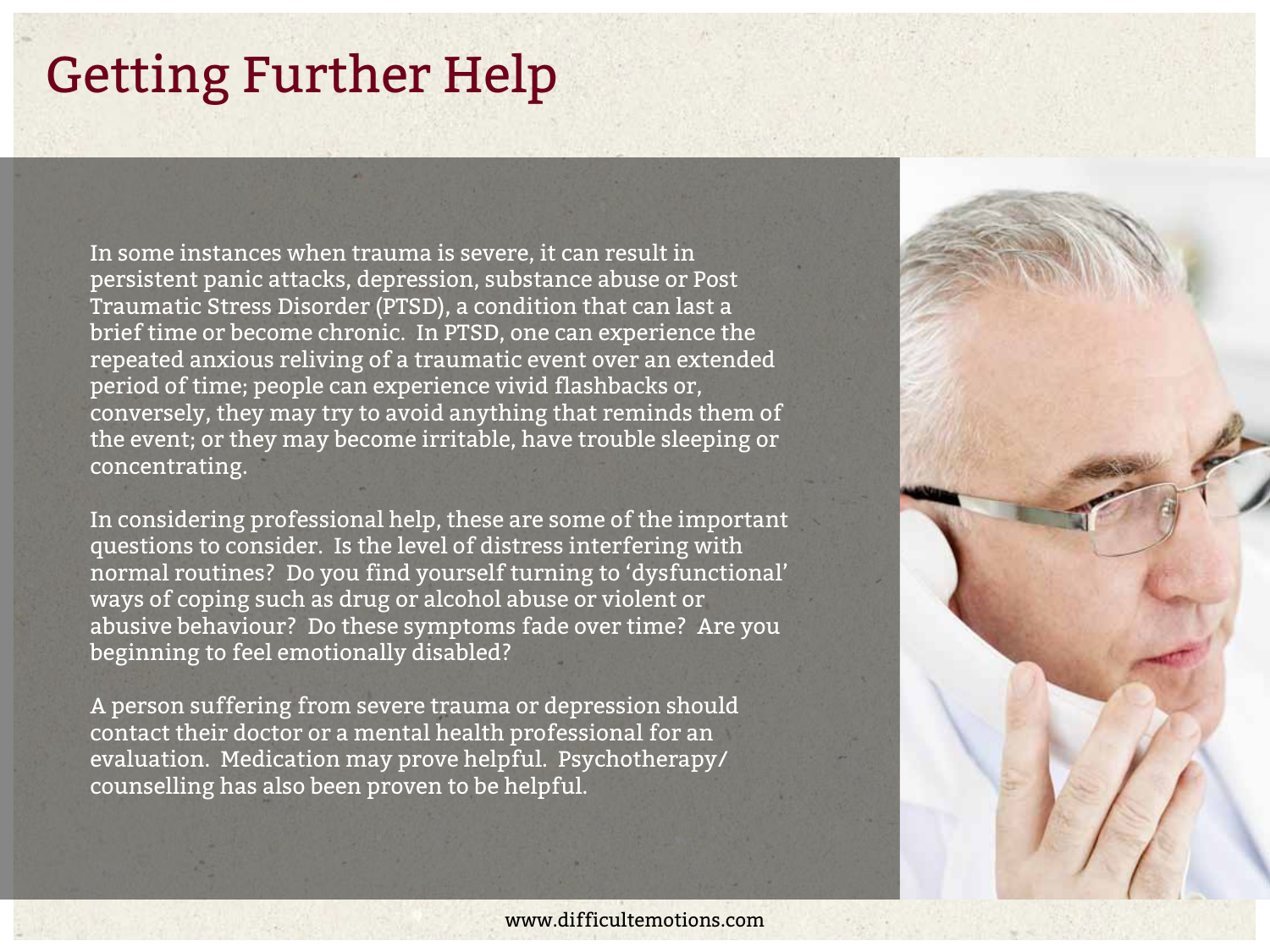# Getting Further Help

In some instances when trauma is severe, it can result in persistent panic attacks, depression, substance abuse or Post Traumatic Stress Disorder (PTSD), a condition that can last a brief time or become chronic. In PTSD, one can experience the repeated anxious reliving of a traumatic event over an extended period of time; people can experience vivid flashbacks or, conversely, they may try to avoid anything that reminds them of the event; or they may become irritable, have trouble sleeping or concentrating.

In considering professional help, these are some of the important questions to consider. Is the level of distress interfering with normal routines? Do you find yourself turning to 'dysfunctional' ways of coping such as drug or alcohol abuse or violent or abusive behaviour? Do these symptoms fade over time? Are you beginning to feel emotionally disabled?

A person suffering from severe trauma or depression should contact their doctor or a mental health professional for an evaluation. Medication may prove helpful. Psychotherapy/counselling has also been proven to be helpful.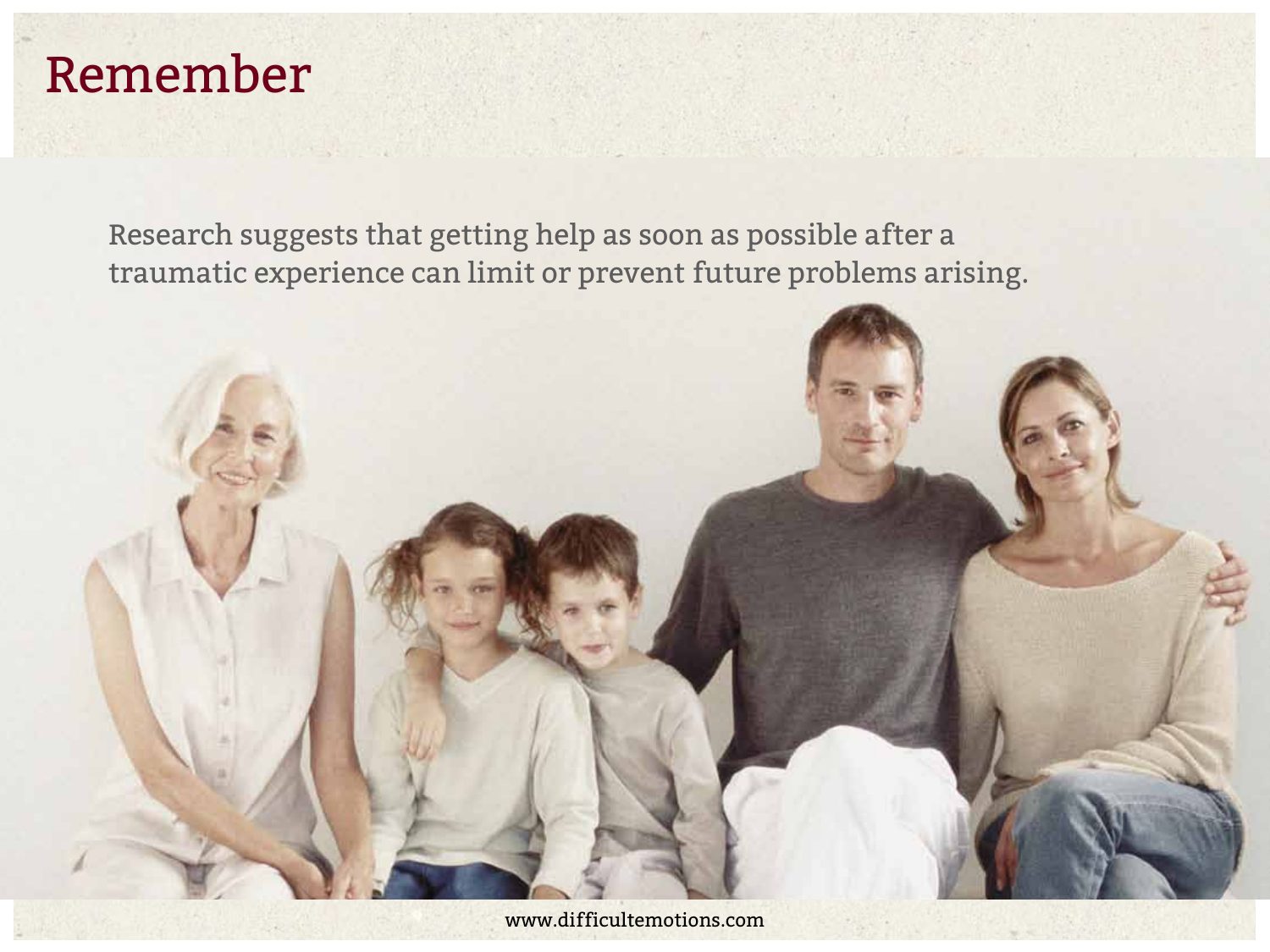# Remember

Research suggests that getting help as soon as possible after a traumatic experience can limit or prevent future problems arising.

www.difficultemotions.com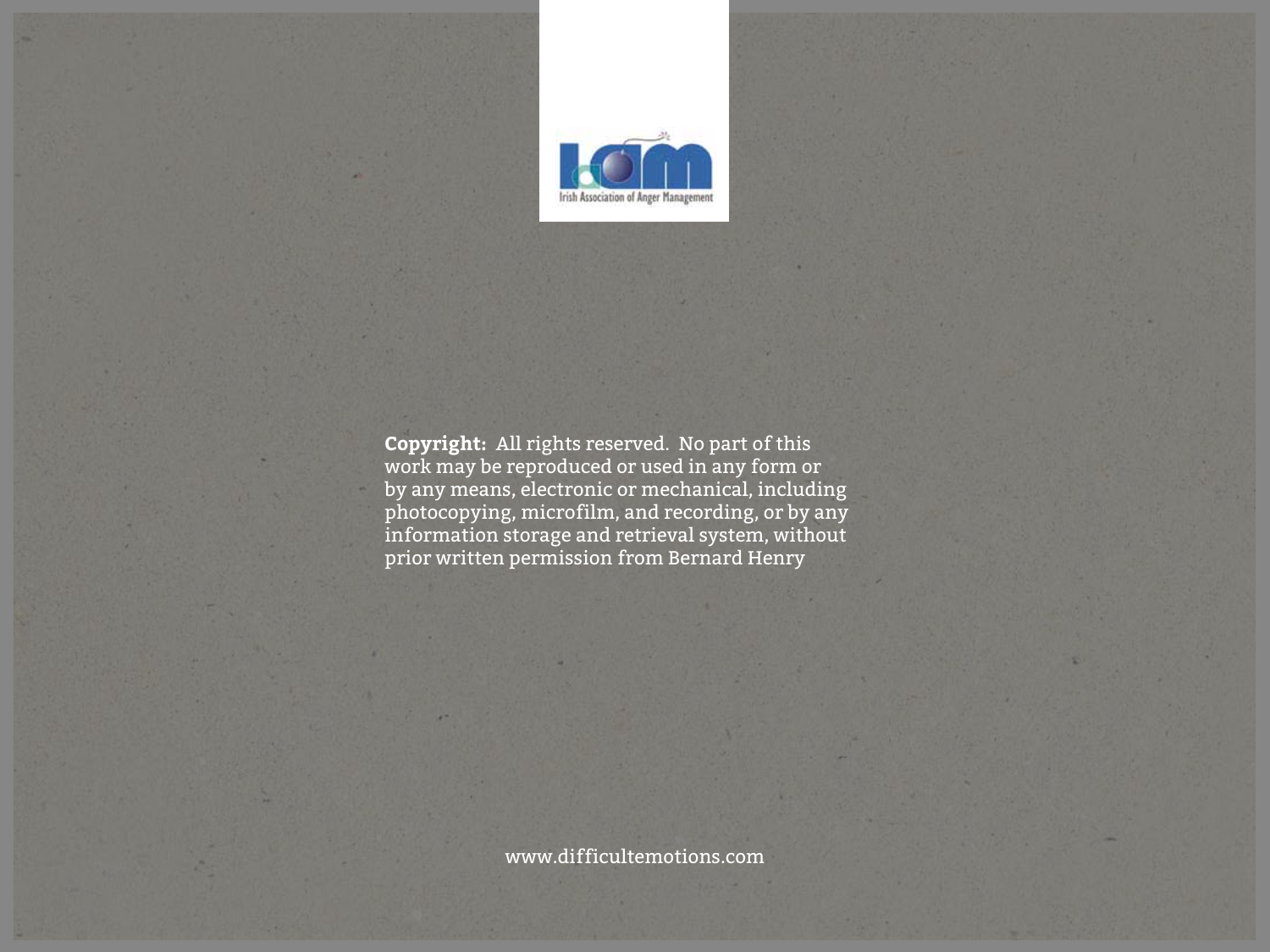Irish Association of Anger Management

**Copyright:** All rights reserved. No part of this work may be reproduced or used in any form or by any means, electronic or mechanical, including photocopying, microfilm, and recording, or by any information storage and retrieval system, without prior written permission from Bernard Henry

www.difficultemotions.com